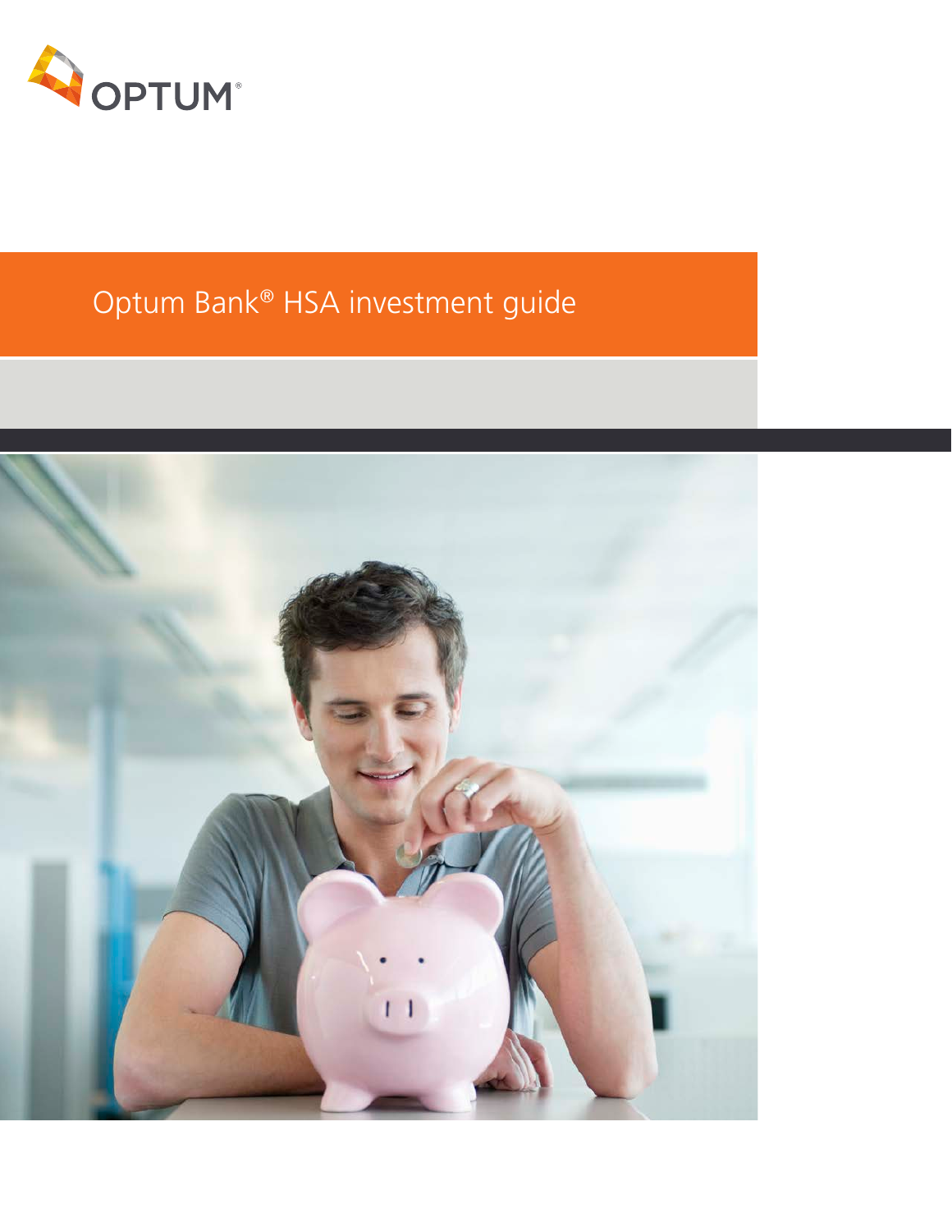OPTUM®

# Optum Bank® HSA investment guide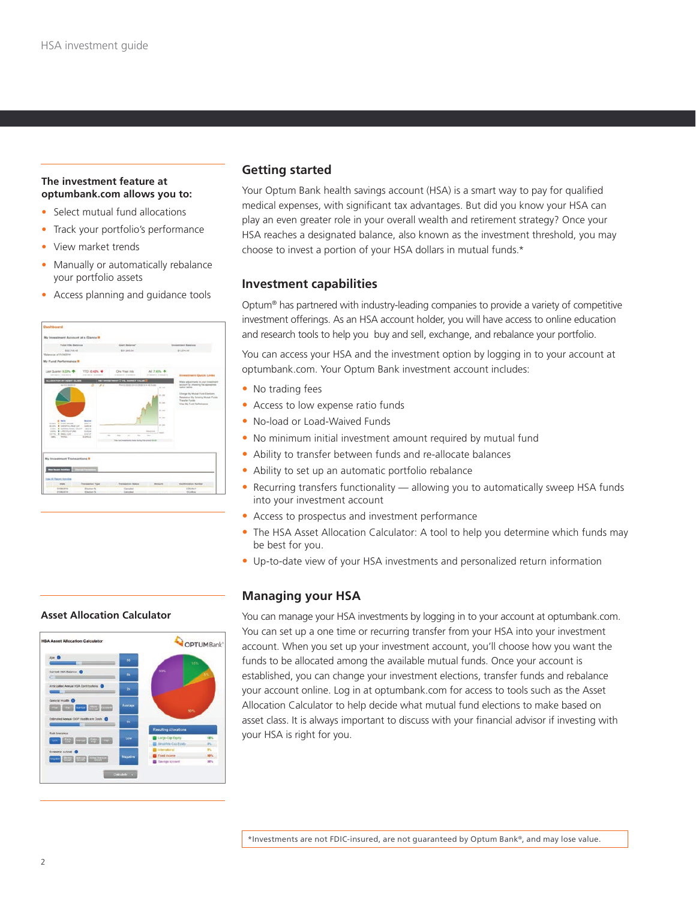**The investment feature at optumbank.com allows you to:**

- Select mutual fund allocations
- Track your portfolio's performance
- View market trends
- Manually or automatically rebalance your portfolio assets
- Access planning and guidance tools

## Getting started

Your Optum Bank health savings account (HSA) is a smart way to pay for qualified medical expenses, with significant tax advantages. But did you know your HSA can play an even greater role in your overall wealth and retirement strategy? Once your HSA reaches a designated balance, also known as the investment threshold, you may choose to invest a portion of your HSA dollars in mutual funds.*

## Investment capabilities

Optum® has partnered with industry-leading companies to provide a variety of competitive investment offerings. As an HSA account holder, you will have access to online education and research tools to help you buy and sell, exchange, and rebalance your portfolio.

You can access your HSA and the investment option by logging in to your account at optumbank.com. Your Optum Bank investment account includes:

- No trading fees
- Access to low expense ratio funds
- No-load or Load-Waived Funds
- No minimum initial investment amount required by mutual fund
- Ability to transfer between funds and re-allocate balances
- Ability to set up an automatic portfolio rebalance
- Recurring transfers functionality — allowing you to automatically sweep HSA funds into your investment account
- Access to prospectus and investment performance
- The HSA Asset Allocation Calculator: A tool to help you determine which funds may be best for you.
- Up-to-date view of your HSA investments and personalized return information

**Asset Allocation Calculator**

## Managing your HSA

You can manage your HSA investments by logging in to your account at optumbank.com. You can set up a one time or recurring transfer from your HSA into your investment account. When you set up your investment account, you'll choose how you want the funds to be allocated among the available mutual funds. Once your account is established, you can change your investment elections, transfer funds and rebalance your account online. Log in at optumbank.com for access to tools such as the Asset Allocation Calculator to help decide what mutual fund elections to make based on asset class. It is always important to discuss with your financial advisor if investing with your HSA is right for you.

*Investments are not FDIC-insured, are not guaranteed by Optum Bank®, and may lose value.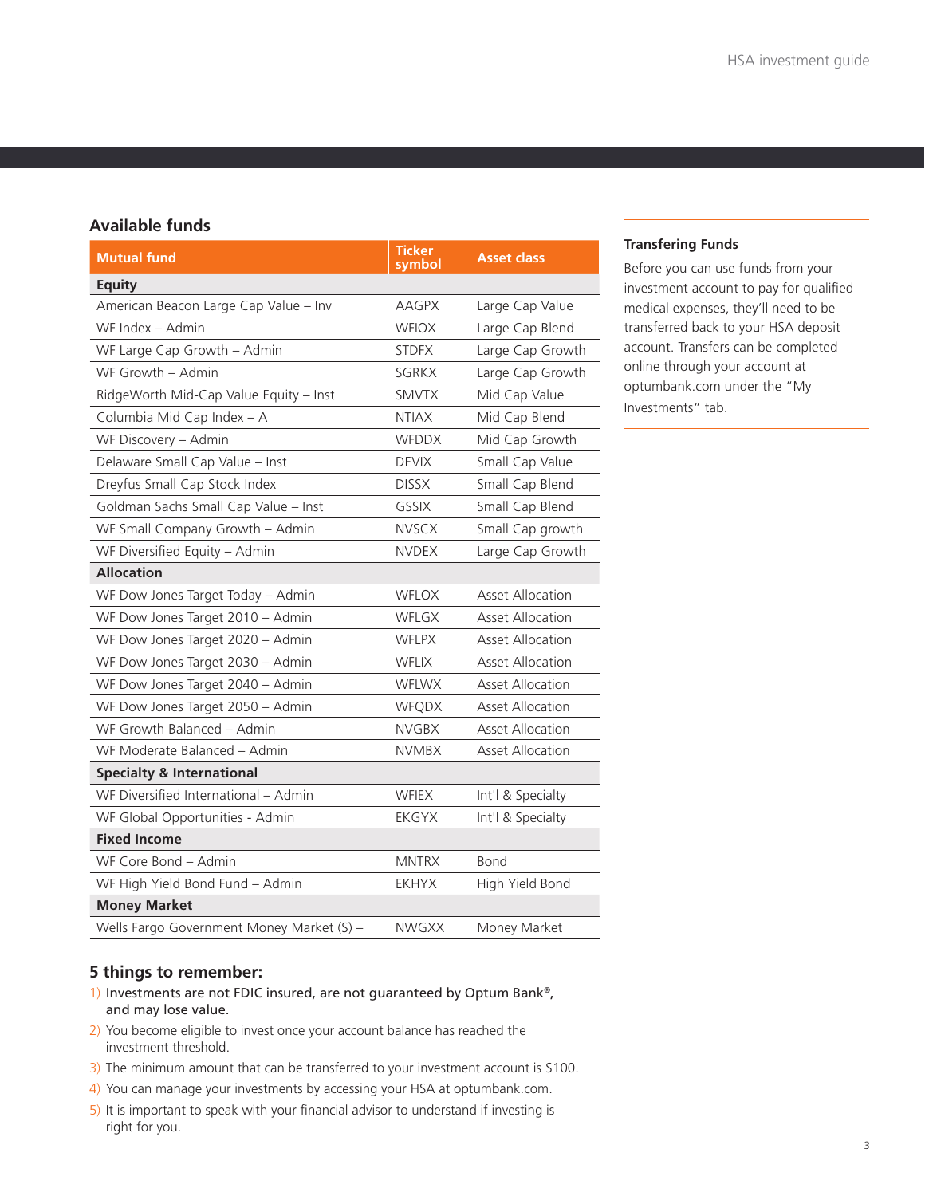## Available funds

| Mutual fund | Ticker symbol | Asset class |
|---|---|---|
| **Equity** | | |
| American Beacon Large Cap Value – Inv | AAGPX | Large Cap Value |
| WF Index – Admin | WFIOX | Large Cap Blend |
| WF Large Cap Growth – Admin | STDFX | Large Cap Growth |
| WF Growth – Admin | SGRKX | Large Cap Growth |
| RidgeWorth Mid-Cap Value Equity – Inst | SMVTX | Mid Cap Value |
| Columbia Mid Cap Index – A | NTIAX | Mid Cap Blend |
| WF Discovery – Admin | WFDDX | Mid Cap Growth |
| Delaware Small Cap Value – Inst | DEVIX | Small Cap Value |
| Dreyfus Small Cap Stock Index | DISSX | Small Cap Blend |
| Goldman Sachs Small Cap Value – Inst | GSSIX | Small Cap Blend |
| WF Small Company Growth – Admin | NVSCX | Small Cap growth |
| WF Diversified Equity – Admin | NVDEX | Large Cap Growth |
| **Allocation** | | |
| WF Dow Jones Target Today – Admin | WFLOX | Asset Allocation |
| WF Dow Jones Target 2010 – Admin | WFLGX | Asset Allocation |
| WF Dow Jones Target 2020 – Admin | WFLPX | Asset Allocation |
| WF Dow Jones Target 2030 – Admin | WFLIX | Asset Allocation |
| WF Dow Jones Target 2040 – Admin | WFLWX | Asset Allocation |
| WF Dow Jones Target 2050 – Admin | WFQDX | Asset Allocation |
| WF Growth Balanced – Admin | NVGBX | Asset Allocation |
| WF Moderate Balanced – Admin | NVMBX | Asset Allocation |
| **Specialty & International** | | |
| WF Diversified International – Admin | WFIEX | Int'l & Specialty |
| WF Global Opportunities - Admin | EKGYX | Int'l & Specialty |
| **Fixed Income** | | |
| WF Core Bond – Admin | MNTRX | Bond |
| WF High Yield Bond Fund – Admin | EKHYX | High Yield Bond |
| **Money Market** | | |
| Wells Fargo Government Money Market (S) – | NWGXX | Money Market |

### Transfering Funds

Before you can use funds from your investment account to pay for qualified medical expenses, they'll need to be transferred back to your HSA deposit account. Transfers can be completed online through your account at optumbank.com under the "My Investments" tab.

## 5 things to remember:

1) Investments are not FDIC insured, are not guaranteed by Optum Bank®, and may lose value.
2) You become eligible to invest once your account balance has reached the investment threshold.
3) The minimum amount that can be transferred to your investment account is $100.
4) You can manage your investments by accessing your HSA at optumbank.com.
5) It is important to speak with your financial advisor to understand if investing is right for you.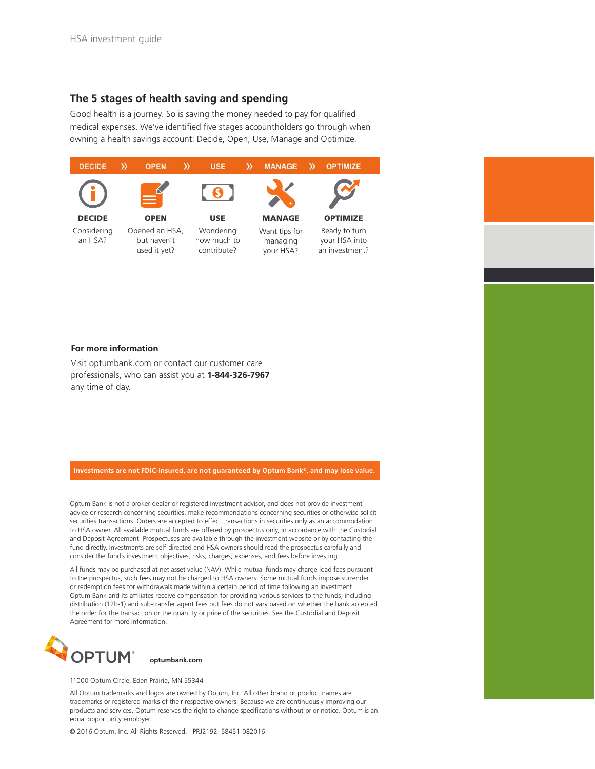## The 5 stages of health saving and spending

Good health is a journey. So is saving the money needed to pay for qualified medical expenses. We've identified five stages accountholders go through when owning a health savings account: Decide, Open, Use, Manage and Optimize.

DECIDE » OPEN » USE » MANAGE » OPTIMIZE

**DECIDE**
Considering an HSA?

**OPEN**
Opened an HSA, but haven't used it yet?

**USE**
Wondering how much to contribute?

**MANAGE**
Want tips for managing your HSA?

**OPTIMIZE**
Ready to turn your HSA into an investment?

### For more information

Visit optumbank.com or contact our customer care professionals, who can assist you at **1-844-326-7967** any time of day.

**Investments are not FDIC-insured, are not guaranteed by Optum Bank®, and may lose value.**

Optum Bank is not a broker-dealer or registered investment advisor, and does not provide investment advice or research concerning securities, make recommendations concerning securities or otherwise solicit securities transactions. Orders are accepted to effect transactions in securities only as an accommodation to HSA owner. All available mutual funds are offered by prospectus only, in accordance with the Custodial and Deposit Agreement. Prospectuses are available through the investment website or by contacting the fund directly. Investments are self-directed and HSA owners should read the prospectus carefully and consider the fund's investment objectives, risks, charges, expenses, and fees before investing.

All funds may be purchased at net asset value (NAV). While mutual funds may charge load fees pursuant to the prospectus, such fees may not be charged to HSA owners. Some mutual funds impose surrender or redemption fees for withdrawals made within a certain period of time following an investment. Optum Bank and its affiliates receive compensation for providing various services to the funds, including distribution (12b-1) and sub-transfer agent fees but fees do not vary based on whether the bank accepted the order for the transaction or the quantity or price of the securities. See the Custodial and Deposit Agreement for more information.

OPTUM® **optumbank.com**

11000 Optum Circle, Eden Prairie, MN 55344

All Optum trademarks and logos are owned by Optum, Inc. All other brand or product names are trademarks or registered marks of their respective owners. Because we are continuously improving our products and services, Optum reserves the right to change specifications without prior notice. Optum is an equal opportunity employer.

© 2016 Optum, Inc. All Rights Reserved. PRJ2192 58451-082016